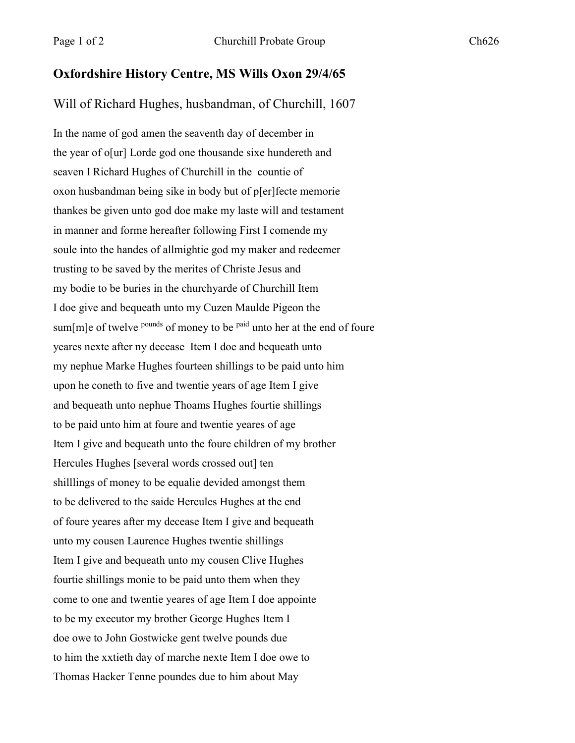**Oxfordshire History Centre, MS Wills Oxon 29/4/65**

Will of Richard Hughes, husbandman, of Churchill, 1607

In the name of god amen the seaventh day of december in
the year of o[ur] Lorde god one thousande sixe hundereth and
seaven I Richard Hughes of Churchill in the countie of
oxon husbandman being sike in body but of p[er]fecte memorie
thankes be given unto god doe make my laste will and testament
in manner and forme hereafter following First I comende my
soule into the handes of allmightie god my maker and redeemer
trusting to be saved by the merites of Christe Jesus and
my bodie to be buries in the churchyarde of Churchill Item
I doe give and bequeath unto my Cuzen Maulde Pigeon the
sum[m]e of twelve pounds of money to be paid unto her at the end of foure
yeares nexte after ny decease Item I doe and bequeath unto
my nephue Marke Hughes fourteen shillings to be paid unto him
upon he coneth to five and twentie years of age Item I give
and bequeath unto nephue Thoams Hughes fourtie shillings
to be paid unto him at foure and twentie yeares of age
Item I give and bequeath unto the foure children of my brother
Hercules Hughes [several words crossed out] ten
shilllings of money to be equalie devided amongst them
to be delivered to the saide Hercules Hughes at the end
of foure yeares after my decease Item I give and bequeath
unto my cousen Laurence Hughes twentie shillings
Item I give and bequeath unto my cousen Clive Hughes
fourtie shillings monie to be paid unto them when they
come to one and twentie yeares of age Item I doe appointe
to be my executor my brother George Hughes Item I
doe owe to John Gostwicke gent twelve pounds due
to him the xxtieth day of marche nexte Item I doe owe to
Thomas Hacker Tenne poundes due to him about May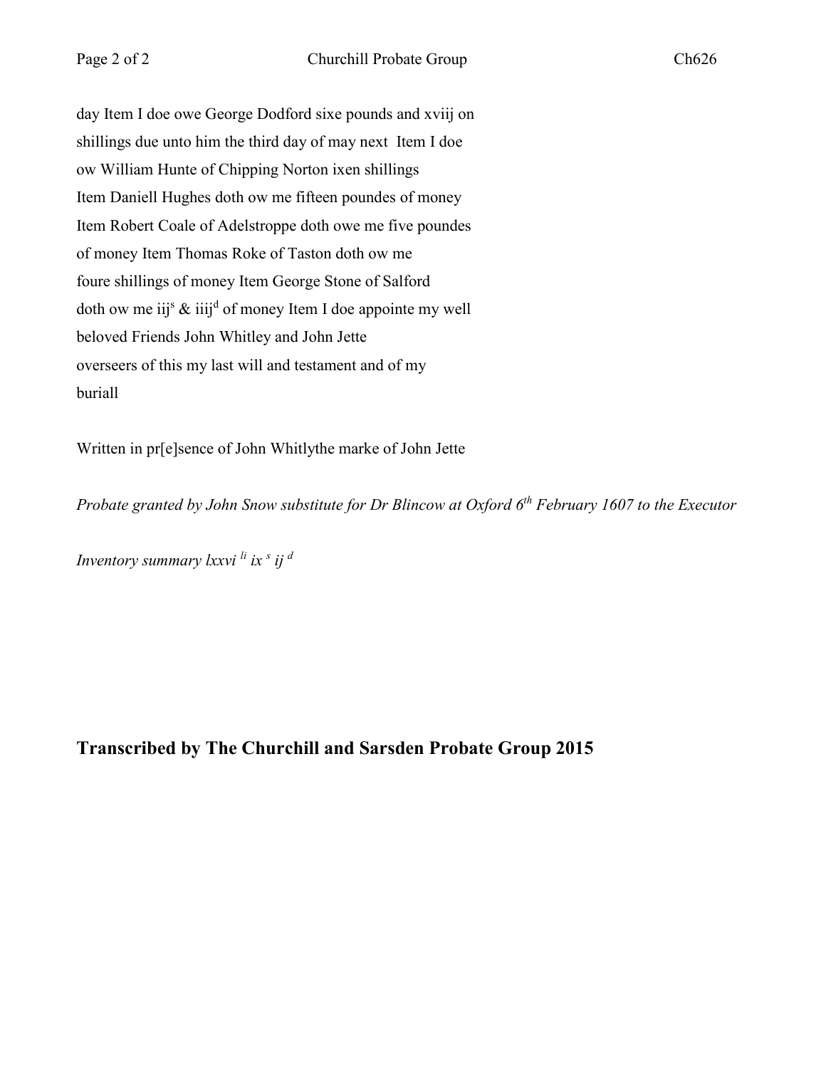day Item I doe owe George Dodford sixe pounds and xviij on shillings due unto him the third day of may next Item I doe ow William Hunte of Chipping Norton ixen shillings Item Daniell Hughes doth ow me fifteen poundes of money Item Robert Coale of Adelstroppe doth owe me five poundes of money Item Thomas Roke of Taston doth ow me foure shillings of money Item George Stone of Salford doth ow me iij^s & iiij^d of money Item I doe appointe my well beloved Friends John Whitley and John Jette overseers of this my last will and testament and of my buriall

Written in pr[e]sence of John Whitlythe marke of John Jette

*Probate granted by John Snow substitute for Dr Blincow at Oxford 6th February 1607 to the Executor*

*Inventory summary lxxvi li ix s ij d*

**Transcribed by The Churchill and Sarsden Probate Group 2015**